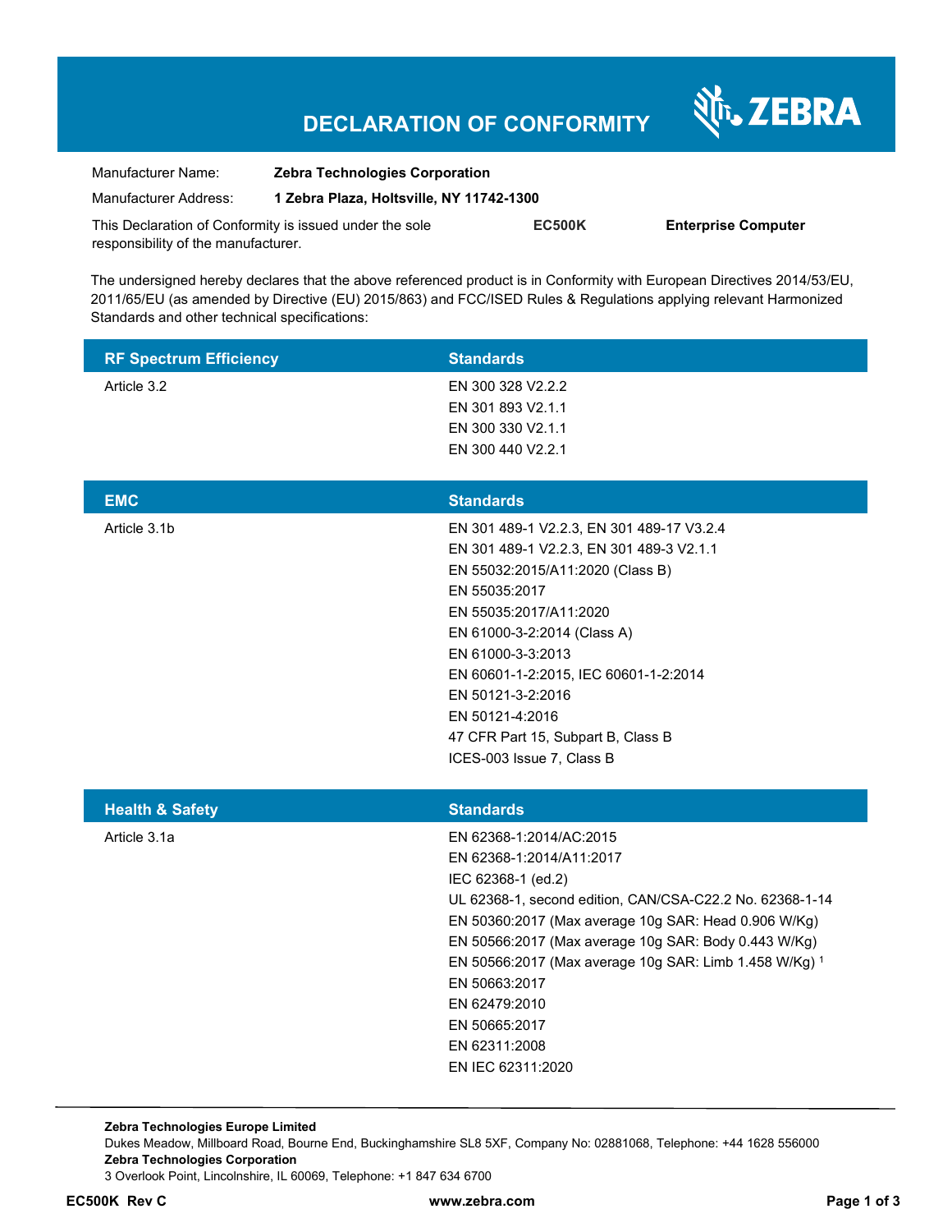# DECLARATION OF CONFORMITY

| | |
|---|---|
| Manufacturer Name: | **Zebra Technologies Corporation** |
| Manufacturer Address: | **1 Zebra Plaza, Holtsville, NY 11742-1300** |

This Declaration of Conformity is issued under the sole responsibility of the manufacturer. **EC500K** **Enterprise Computer**

The undersigned hereby declares that the above referenced product is in Conformity with European Directives 2014/53/EU, 2011/65/EU (as amended by Directive (EU) 2015/863) and FCC/ISED Rules & Regulations applying relevant Harmonized Standards and other technical specifications:

| RF Spectrum Efficiency | Standards |
|---|---|
| Article 3.2 | EN 300 328 V2.2.2<br>EN 301 893 V2.1.1<br>EN 300 330 V2.1.1<br>EN 300 440 V2.2.1 |

| EMC | Standards |
|---|---|
| Article 3.1b | EN 301 489-1 V2.2.3, EN 301 489-17 V3.2.4<br>EN 301 489-1 V2.2.3, EN 301 489-3 V2.1.1<br>EN 55032:2015/A11:2020 (Class B)<br>EN 55035:2017<br>EN 55035:2017/A11:2020<br>EN 61000-3-2:2014 (Class A)<br>EN 61000-3-3:2013<br>EN 60601-1-2:2015, IEC 60601-1-2:2014<br>EN 50121-3-2:2016<br>EN 50121-4:2016<br>47 CFR Part 15, Subpart B, Class B<br>ICES-003 Issue 7, Class B |

| Health & Safety | Standards |
|---|---|
| Article 3.1a | EN 62368-1:2014/AC:2015<br>EN 62368-1:2014/A11:2017<br>IEC 62368-1 (ed.2)<br>UL 62368-1, second edition, CAN/CSA-C22.2 No. 62368-1-14<br>EN 50360:2017 (Max average 10g SAR: Head 0.906 W/Kg)<br>EN 50566:2017 (Max average 10g SAR: Body 0.443 W/Kg)<br>EN 50566:2017 (Max average 10g SAR: Limb 1.458 W/Kg) [1]<br>EN 50663:2017<br>EN 62479:2010<br>EN 50665:2017<br>EN 62311:2008<br>EN IEC 62311:2020 |

**Zebra Technologies Europe Limited**
Dukes Meadow, Millboard Road, Bourne End, Buckinghamshire SL8 5XF, Company No: 02881068, Telephone: +44 1628 556000
**Zebra Technologies Corporation**
3 Overlook Point, Lincolnshire, IL 60069, Telephone: +1 847 634 6700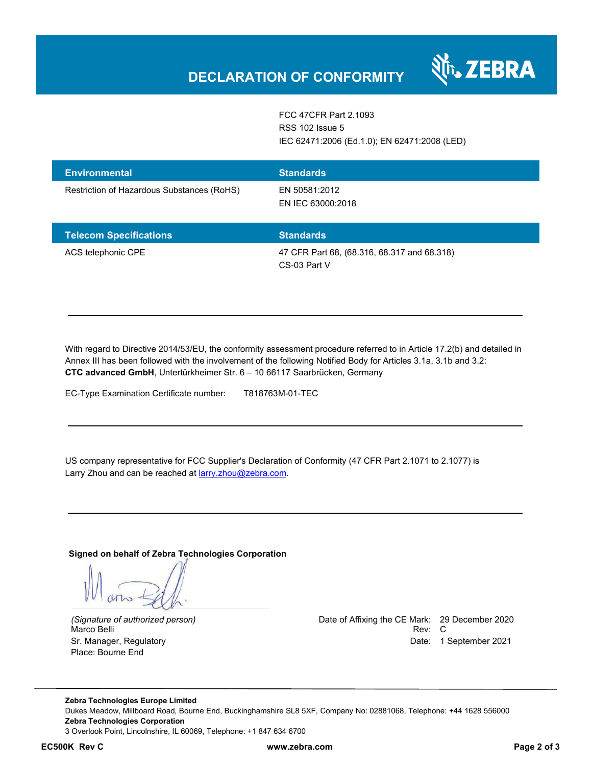# DECLARATION OF CONFORMITY

FCC 47CFR Part 2.1093
RSS 102 Issue 5
IEC 62471:2006 (Ed.1.0); EN 62471:2008 (LED)

| Environmental | Standards |
|---|---|
| Restriction of Hazardous Substances (RoHS) | EN 50581:2012<br>EN IEC 63000:2018 |

| Telecom Specifications | Standards |
|---|---|
| ACS telephonic CPE | 47 CFR Part 68, (68.316, 68.317 and 68.318)<br>CS-03 Part V |

---

With regard to Directive 2014/53/EU, the conformity assessment procedure referred to in Article 17.2(b) and detailed in Annex III has been followed with the involvement of the following Notified Body for Articles 3.1a, 3.1b and 3.2: **CTC advanced GmbH**, Untertürkheimer Str. 6 – 10 66117 Saarbrücken, Germany

EC-Type Examination Certificate number: T818763M-01-TEC

---

US company representative for FCC Supplier's Declaration of Conformity (47 CFR Part 2.1071 to 2.1077) is Larry Zhou and can be reached at larry.zhou@zebra.com.

---

**Signed on behalf of Zebra Technologies Corporation**

*(Signature of authorized person)*
Marco Belli
Sr. Manager, Regulatory
Place: Bourne End

Date of Affixing the CE Mark: 29 December 2020
Rev: C
Date: 1 September 2021

**Zebra Technologies Europe Limited**
Dukes Meadow, Millboard Road, Bourne End, Buckinghamshire SL8 5XF, Company No: 02881068, Telephone: +44 1628 556000
**Zebra Technologies Corporation**
3 Overlook Point, Lincolnshire, IL 60069, Telephone: +1 847 634 6700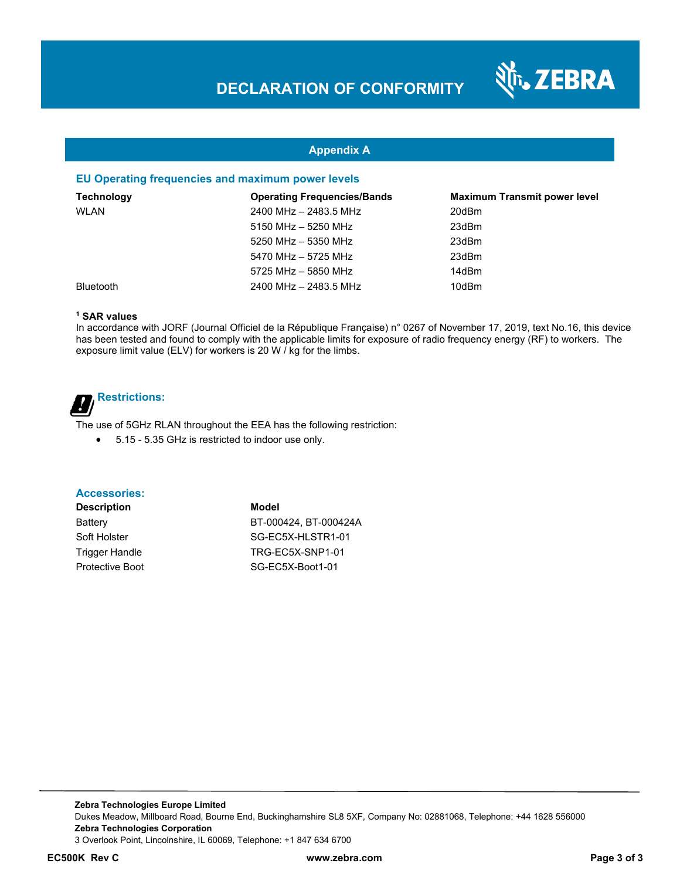## Appendix A

### EU Operating frequencies and maximum power levels

| Technology | Operating Frequencies/Bands | Maximum Transmit power level |
|---|---|---|
| WLAN | 2400 MHz – 2483.5 MHz | 20dBm |
| | 5150 MHz – 5250 MHz | 23dBm |
| | 5250 MHz – 5350 MHz | 23dBm |
| | 5470 MHz – 5725 MHz | 23dBm |
| | 5725 MHz – 5850 MHz | 14dBm |
| Bluetooth | 2400 MHz – 2483.5 MHz | 10dBm |

**[1] SAR values**
In accordance with JORF (Journal Officiel de la République Française) n° 0267 of November 17, 2019, text No.16, this device has been tested and found to comply with the applicable limits for exposure of radio frequency energy (RF) to workers. The exposure limit value (ELV) for workers is 20 W / kg for the limbs.

### Restrictions:

The use of 5GHz RLAN throughout the EEA has the following restriction:

- 5.15 - 5.35 GHz is restricted to indoor use only.

### Accessories:

| Description | Model |
|---|---|
| Battery | BT-000424, BT-000424A |
| Soft Holster | SG-EC5X-HLSTR1-01 |
| Trigger Handle | TRG-EC5X-SNP1-01 |
| Protective Boot | SG-EC5X-Boot1-01 |

**Zebra Technologies Europe Limited**
Dukes Meadow, Millboard Road, Bourne End, Buckinghamshire SL8 5XF, Company No: 02881068, Telephone: +44 1628 556000
**Zebra Technologies Corporation**
3 Overlook Point, Lincolnshire, IL 60069, Telephone: +1 847 634 6700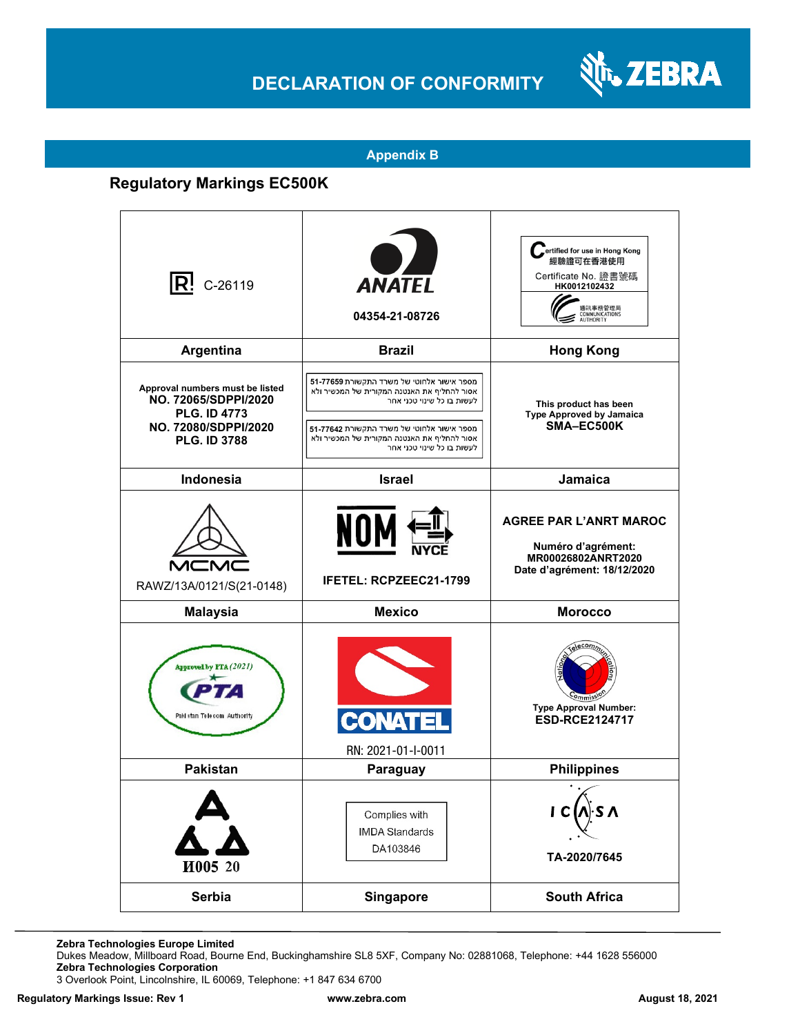## Appendix B

### Regulatory Markings EC500K

| | | |
|---|---|---|
| R C-26119 | ANATEL 04354-21-08726 | Certified for use in Hong Kong 經驗證可在香港使用 Certificate No. 證書號碼 HK0012102432 通訊事務管理局 COMMUNICATIONS AUTHORITY |
| **Argentina** | **Brazil** | **Hong Kong** |
| Approval numbers must be listed **NO. 72065/SDPPI/2020 PLG. ID 4773 NO. 72080/SDPPI/2020 PLG. ID 3788** | מספר אישור אלחוטי של משרד התקשורת 51-77659 אסור להחליף את האנטנה המקורית של המכשיר ולא לעשות בו כל שינוי טכני אחר<br>מספר אישור אלחוטי של משרד התקשורת 51-77642 אסור להחליף את האנטנה המקורית של המכשיר ולא לעשות בו כל שינוי טכני אחר | This product has been Type Approved by Jamaica **SMA–EC500K** |
| **Indonesia** | **Israel** | **Jamaica** |
| MCMC RAWZ/13A/0121/S(21-0148) | NOM NYCE **IFETEL: RCPZEEC21-1799** | **AGREE PAR L'ANRT MAROC** **Numéro d'agrément: MR00026802ANRT2020 Date d'agrément: 18/12/2020** |
| **Malaysia** | **Mexico** | **Morocco** |
| Approved by PTA (2021) PTA Pakistan Telecom Authority | CONATEL RN: 2021-01-I-0011 | National Telecommunications Commission Type Approval Number: **ESD-RCE2124717** |
| **Pakistan** | **Paraguay** | **Philippines** |
| И005 20 | Complies with IMDA Standards DA103846 | ICASA **TA-2020/7645** |
| **Serbia** | **Singapore** | **South Africa** |

**Zebra Technologies Europe Limited**
Dukes Meadow, Millboard Road, Bourne End, Buckinghamshire SL8 5XF, Company No: 02881068, Telephone: +44 1628 556000
**Zebra Technologies Corporation**
3 Overlook Point, Lincolnshire, IL 60069, Telephone: +1 847 634 6700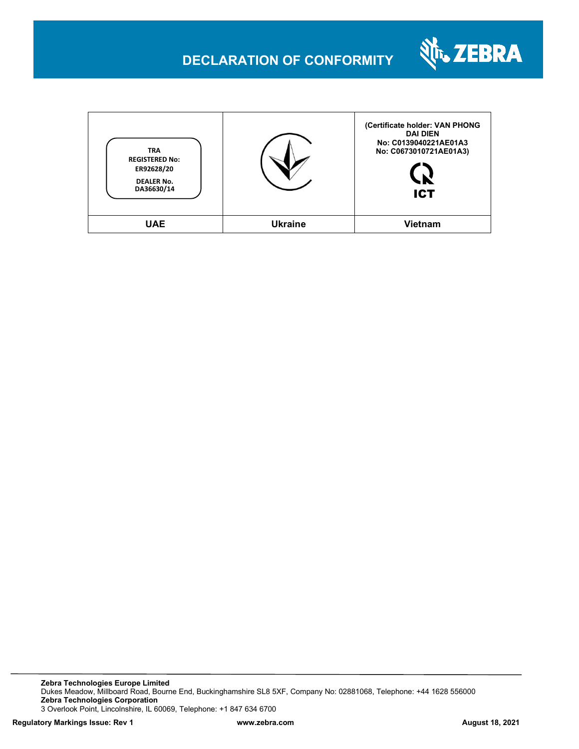# DECLARATION OF CONFORMITY

| | | |
|---|---|---|
| TRA REGISTERED No: ER92628/20 DEALER No. DA36630/14 | | (Certificate holder: VAN PHONG DAI DIEN No: C0139040221AE01A3 No: C0673010721AE01A3) ICT |
| **UAE** | **Ukraine** | **Vietnam** |

**Zebra Technologies Europe Limited**
Dukes Meadow, Millboard Road, Bourne End, Buckinghamshire SL8 5XF, Company No: 02881068, Telephone: +44 1628 556000
**Zebra Technologies Corporation**
3 Overlook Point, Lincolnshire, IL 60069, Telephone: +1 847 634 6700

**Regulatory Markings Issue: Rev 1** **www.zebra.com** **August 18, 2021**